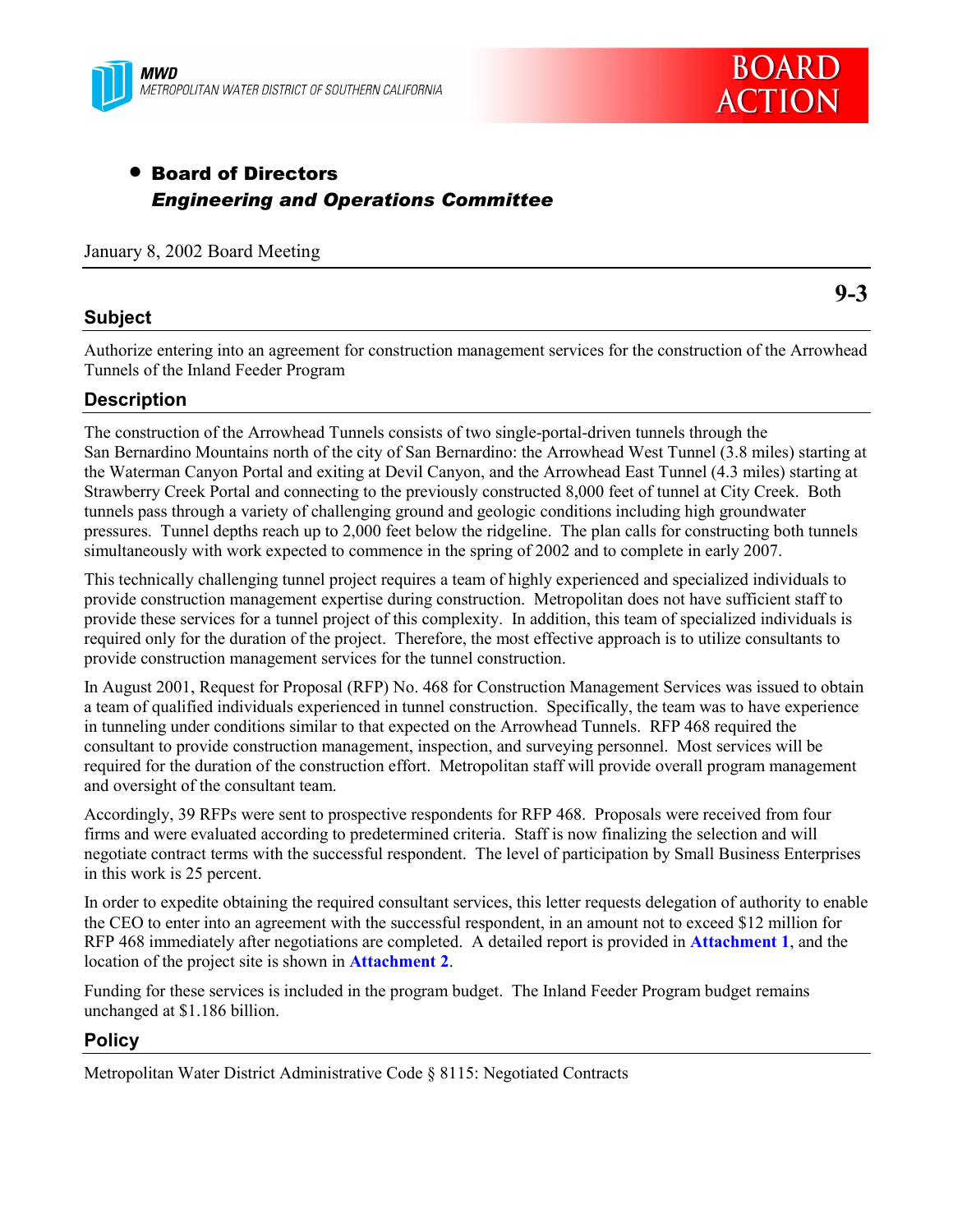MWD
METROPOLITAN WATER DISTRICT OF SOUTHERN CALIFORNIA

BOARD ACTION

- **Board of Directors**
  ***Engineering and Operations Committee***

January 8, 2002 Board Meeting

**9-3**

## Subject

Authorize entering into an agreement for construction management services for the construction of the Arrowhead Tunnels of the Inland Feeder Program

## Description

The construction of the Arrowhead Tunnels consists of two single-portal-driven tunnels through the San Bernardino Mountains north of the city of San Bernardino: the Arrowhead West Tunnel (3.8 miles) starting at the Waterman Canyon Portal and exiting at Devil Canyon, and the Arrowhead East Tunnel (4.3 miles) starting at Strawberry Creek Portal and connecting to the previously constructed 8,000 feet of tunnel at City Creek. Both tunnels pass through a variety of challenging ground and geologic conditions including high groundwater pressures. Tunnel depths reach up to 2,000 feet below the ridgeline. The plan calls for constructing both tunnels simultaneously with work expected to commence in the spring of 2002 and to complete in early 2007.

This technically challenging tunnel project requires a team of highly experienced and specialized individuals to provide construction management expertise during construction. Metropolitan does not have sufficient staff to provide these services for a tunnel project of this complexity. In addition, this team of specialized individuals is required only for the duration of the project. Therefore, the most effective approach is to utilize consultants to provide construction management services for the tunnel construction.

In August 2001, Request for Proposal (RFP) No. 468 for Construction Management Services was issued to obtain a team of qualified individuals experienced in tunnel construction. Specifically, the team was to have experience in tunneling under conditions similar to that expected on the Arrowhead Tunnels. RFP 468 required the consultant to provide construction management, inspection, and surveying personnel. Most services will be required for the duration of the construction effort. Metropolitan staff will provide overall program management and oversight of the consultant team.

Accordingly, 39 RFPs were sent to prospective respondents for RFP 468. Proposals were received from four firms and were evaluated according to predetermined criteria. Staff is now finalizing the selection and will negotiate contract terms with the successful respondent. The level of participation by Small Business Enterprises in this work is 25 percent.

In order to expedite obtaining the required consultant services, this letter requests delegation of authority to enable the CEO to enter into an agreement with the successful respondent, in an amount not to exceed $12 million for RFP 468 immediately after negotiations are completed. A detailed report is provided in **Attachment 1**, and the location of the project site is shown in **Attachment 2**.

Funding for these services is included in the program budget. The Inland Feeder Program budget remains unchanged at $1.186 billion.

## Policy

Metropolitan Water District Administrative Code § 8115: Negotiated Contracts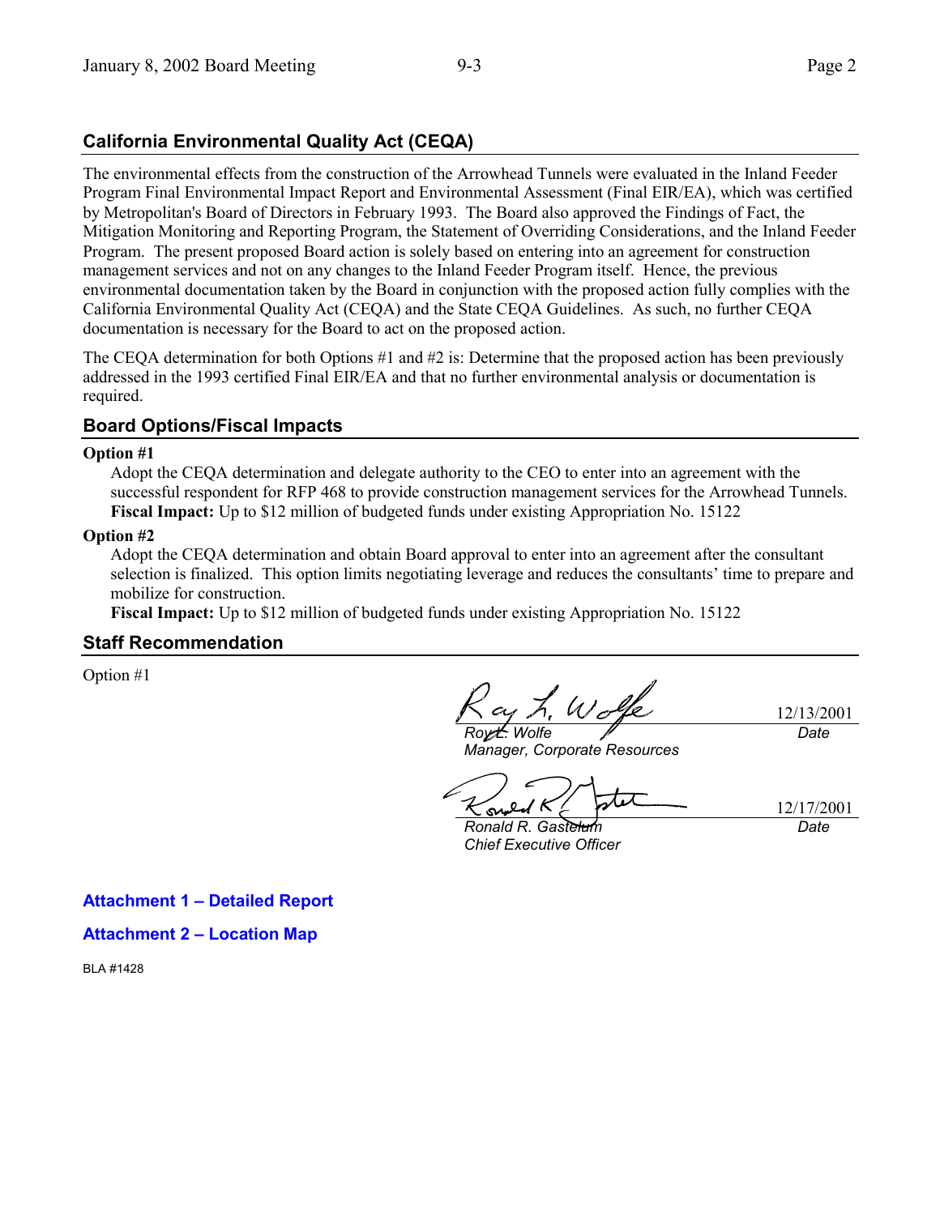## California Environmental Quality Act (CEQA)

The environmental effects from the construction of the Arrowhead Tunnels were evaluated in the Inland Feeder Program Final Environmental Impact Report and Environmental Assessment (Final EIR/EA), which was certified by Metropolitan's Board of Directors in February 1993. The Board also approved the Findings of Fact, the Mitigation Monitoring and Reporting Program, the Statement of Overriding Considerations, and the Inland Feeder Program. The present proposed Board action is solely based on entering into an agreement for construction management services and not on any changes to the Inland Feeder Program itself. Hence, the previous environmental documentation taken by the Board in conjunction with the proposed action fully complies with the California Environmental Quality Act (CEQA) and the State CEQA Guidelines. As such, no further CEQA documentation is necessary for the Board to act on the proposed action.

The CEQA determination for both Options #1 and #2 is: Determine that the proposed action has been previously addressed in the 1993 certified Final EIR/EA and that no further environmental analysis or documentation is required.

## Board Options/Fiscal Impacts

**Option #1**

Adopt the CEQA determination and delegate authority to the CEO to enter into an agreement with the successful respondent for RFP 468 to provide construction management services for the Arrowhead Tunnels.
**Fiscal Impact:** Up to $12 million of budgeted funds under existing Appropriation No. 15122

**Option #2**

Adopt the CEQA determination and obtain Board approval to enter into an agreement after the consultant selection is finalized. This option limits negotiating leverage and reduces the consultants' time to prepare and mobilize for construction.
**Fiscal Impact:** Up to $12 million of budgeted funds under existing Appropriation No. 15122

## Staff Recommendation

Option #1

Roy L. Wolfe — 12/13/2001
*Roy L. Wolfe*
*Manager, Corporate Resources*
*Date*

Ronald R. Gastelum — 12/17/2001
*Ronald R. Gastelum*
*Chief Executive Officer*
*Date*

**Attachment 1 – Detailed Report**

**Attachment 2 – Location Map**

BLA #1428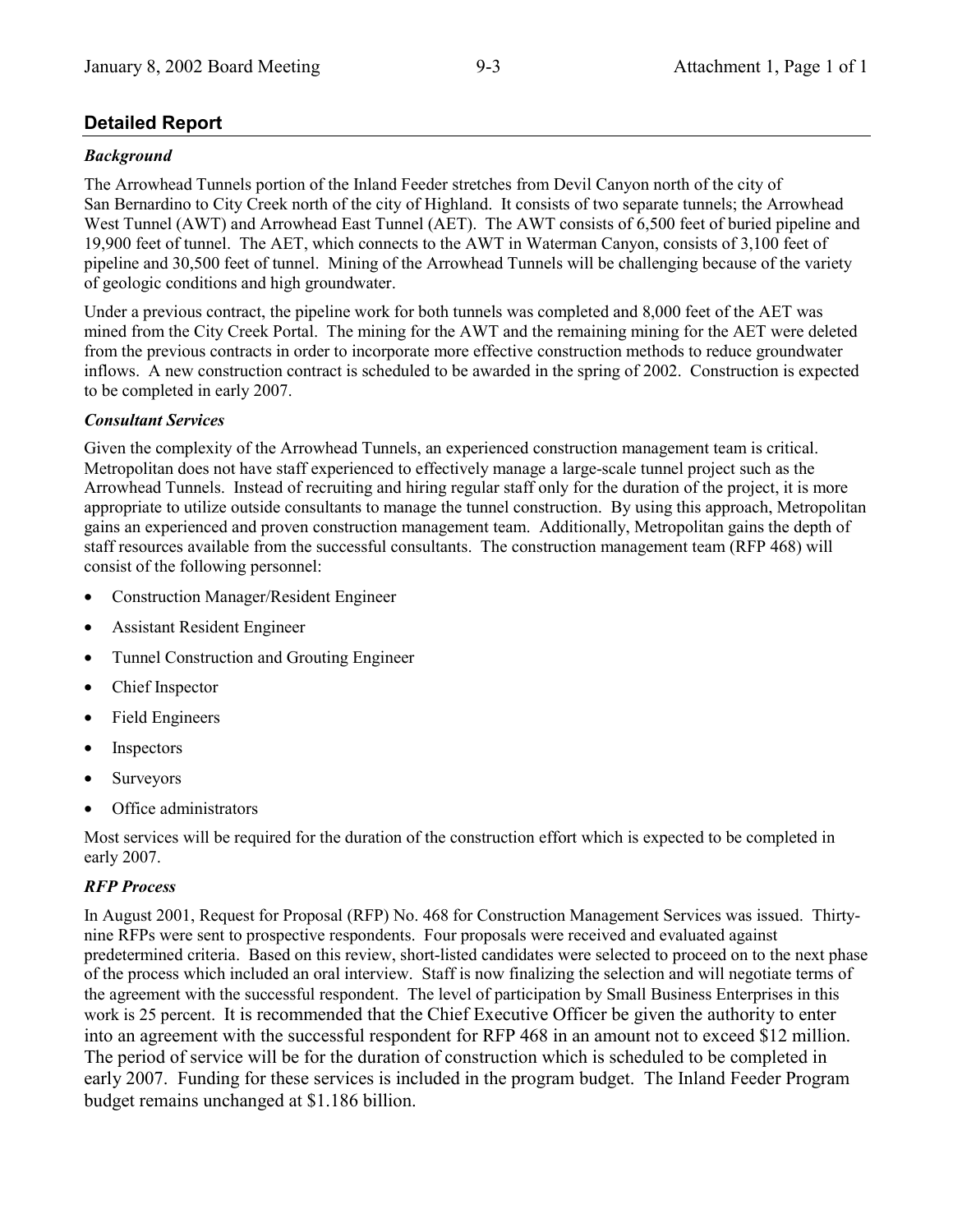## Detailed Report

### *Background*

The Arrowhead Tunnels portion of the Inland Feeder stretches from Devil Canyon north of the city of San Bernardino to City Creek north of the city of Highland. It consists of two separate tunnels; the Arrowhead West Tunnel (AWT) and Arrowhead East Tunnel (AET). The AWT consists of 6,500 feet of buried pipeline and 19,900 feet of tunnel. The AET, which connects to the AWT in Waterman Canyon, consists of 3,100 feet of pipeline and 30,500 feet of tunnel. Mining of the Arrowhead Tunnels will be challenging because of the variety of geologic conditions and high groundwater.

Under a previous contract, the pipeline work for both tunnels was completed and 8,000 feet of the AET was mined from the City Creek Portal. The mining for the AWT and the remaining mining for the AET were deleted from the previous contracts in order to incorporate more effective construction methods to reduce groundwater inflows. A new construction contract is scheduled to be awarded in the spring of 2002. Construction is expected to be completed in early 2007.

### *Consultant Services*

Given the complexity of the Arrowhead Tunnels, an experienced construction management team is critical. Metropolitan does not have staff experienced to effectively manage a large-scale tunnel project such as the Arrowhead Tunnels. Instead of recruiting and hiring regular staff only for the duration of the project, it is more appropriate to utilize outside consultants to manage the tunnel construction. By using this approach, Metropolitan gains an experienced and proven construction management team. Additionally, Metropolitan gains the depth of staff resources available from the successful consultants. The construction management team (RFP 468) will consist of the following personnel:

- Construction Manager/Resident Engineer
- Assistant Resident Engineer
- Tunnel Construction and Grouting Engineer
- Chief Inspector
- Field Engineers
- Inspectors
- Surveyors
- Office administrators

Most services will be required for the duration of the construction effort which is expected to be completed in early 2007.

### *RFP Process*

In August 2001, Request for Proposal (RFP) No. 468 for Construction Management Services was issued. Thirty-nine RFPs were sent to prospective respondents. Four proposals were received and evaluated against predetermined criteria. Based on this review, short-listed candidates were selected to proceed on to the next phase of the process which included an oral interview. Staff is now finalizing the selection and will negotiate terms of the agreement with the successful respondent. The level of participation by Small Business Enterprises in this work is 25 percent. It is recommended that the Chief Executive Officer be given the authority to enter into an agreement with the successful respondent for RFP 468 in an amount not to exceed $12 million. The period of service will be for the duration of construction which is scheduled to be completed in early 2007. Funding for these services is included in the program budget. The Inland Feeder Program budget remains unchanged at $1.186 billion.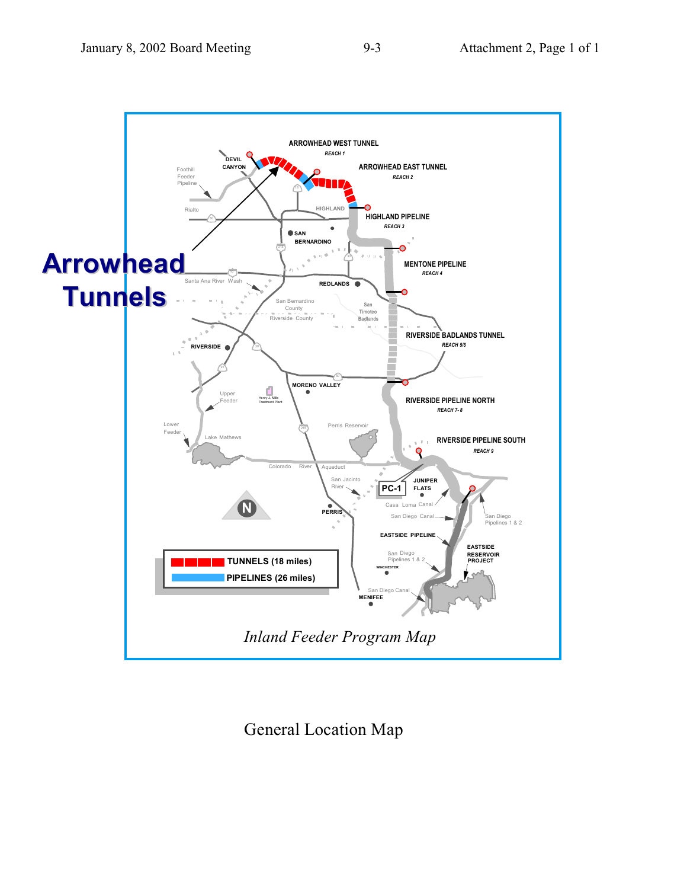Arrowhead Tunnels

ARROWHEAD WEST TUNNEL
REACH 1

ARROWHEAD EAST TUNNEL
REACH 2

HIGHLAND PIPELINE
REACH 3

MENTONE PIPELINE
REACH 4

RIVERSIDE BADLANDS TUNNEL
REACH 5/6

RIVERSIDE PIPELINE NORTH
REACH 7-8

RIVERSIDE PIPELINE SOUTH
REACH 9

DEVIL CANYON

Foothill Feeder Pipeline

Rialto

HIGHLAND

SAN BERNARDINO

Santa Ana River Wash

REDLANDS

San Bernardino County

Riverside County

San Timoteo Badlands

RIVERSIDE

MORENO VALLEY

Upper Feeder

Henry J. Mills Treatment Plant

Lower Feeder

Lake Mathews

Perris Reservoir

Colorado River Aqueduct

San Jacinto River

PC-1

JUNIPER FLATS

Casa Loma Canal

San Diego Canal

San Diego Pipelines 1 & 2

PERRIS

EASTSIDE PIPELINE

EASTSIDE RESERVOIR PROJECT

San Diego Pipelines 1 & 2

WINCHESTER

San Diego Canal

MENIFEE

N

TUNNELS (18 miles)

PIPELINES (26 miles)

*Inland Feeder Program Map*

General Location Map